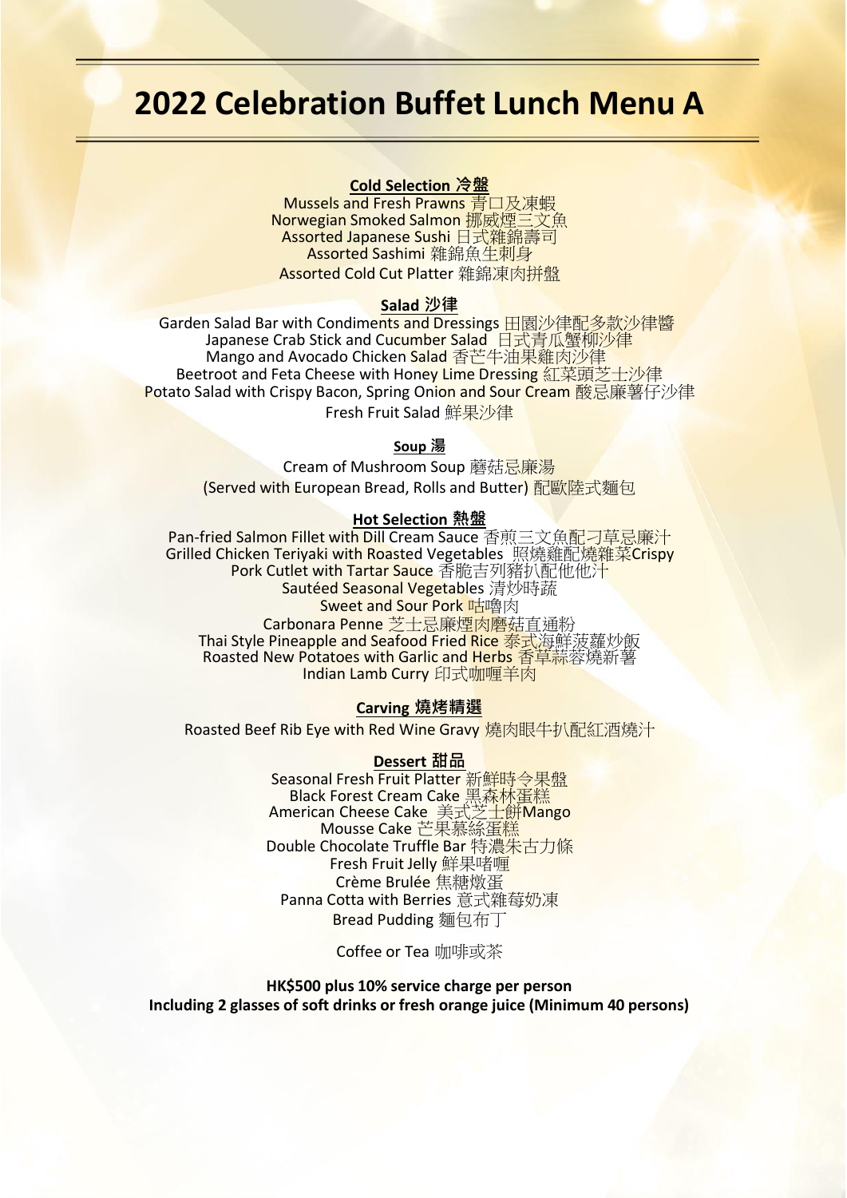# 2022 Celebration Buffet Lunch Menu A

**Cold Selection 冷盤**

Mussels and Fresh Prawns 青口及凍蝦
Norwegian Smoked Salmon 挪威煙三文魚
Assorted Japanese Sushi 日式雜錦壽司
Assorted Sashimi 雜錦魚生刺身
Assorted Cold Cut Platter 雜錦凍肉拼盤

**Salad 沙律**

Garden Salad Bar with Condiments and Dressings 田園沙律配多款沙律醬
Japanese Crab Stick and Cucumber Salad 日式青瓜蟹柳沙律
Mango and Avocado Chicken Salad 香芒牛油果雞肉沙律
Beetroot and Feta Cheese with Honey Lime Dressing 紅菜頭芝士沙律
Potato Salad with Crispy Bacon, Spring Onion and Sour Cream 酸忌廉薯仔沙律
Fresh Fruit Salad 鮮果沙律

**Soup 湯**

Cream of Mushroom Soup 蘑菇忌廉湯
(Served with European Bread, Rolls and Butter) 配歐陸式麵包

**Hot Selection 熱盤**

Pan-fried Salmon Fillet with Dill Cream Sauce 香煎三文魚配刁草忌廉汁
Grilled Chicken Teriyaki with Roasted Vegetables 照燒雞配燒雜菜Crispy
Pork Cutlet with Tartar Sauce 香脆吉列豬扒配他他汁
Sautéed Seasonal Vegetables 清炒時蔬
Sweet and Sour Pork 咕嚕肉
Carbonara Penne 芝士忌廉煙肉磨菇直通粉
Thai Style Pineapple and Seafood Fried Rice 泰式海鮮菠蘿炒飯
Roasted New Potatoes with Garlic and Herbs 香草蒜蓉燒新薯
Indian Lamb Curry 印式咖喱羊肉

**Carving 燒烤精選**

Roasted Beef Rib Eye with Red Wine Gravy 燒肉眼牛扒配紅酒燒汁

**Dessert 甜品**

Seasonal Fresh Fruit Platter 新鮮時令果盤
Black Forest Cream Cake 黑森林蛋糕
American Cheese Cake 美式芝士餅Mango
Mousse Cake 芒果慕絲蛋糕
Double Chocolate Truffle Bar 特濃朱古力條
Fresh Fruit Jelly 鮮果啫喱
Crème Brulée 焦糖燉蛋
Panna Cotta with Berries 意式雜莓奶凍
Bread Pudding 麵包布丁

Coffee or Tea 咖啡或茶

**HK$500 plus 10% service charge per person**
**Including 2 glasses of soft drinks or fresh orange juice (Minimum 40 persons)**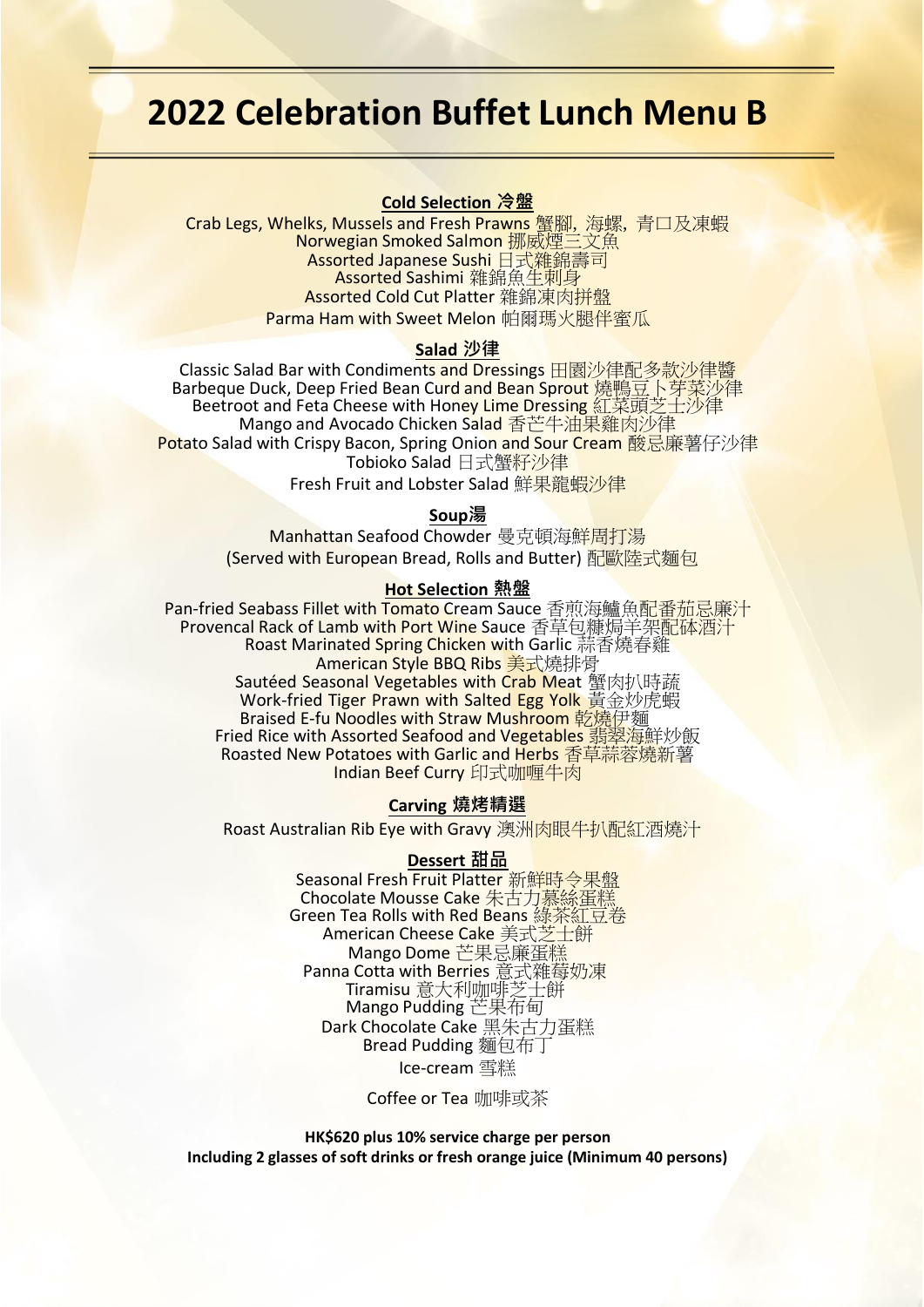# 2022 Celebration Buffet Lunch Menu B

**Cold Selection 冷盤**

Crab Legs, Whelks, Mussels and Fresh Prawns 蟹腳, 海螺, 青口及凍蝦
Norwegian Smoked Salmon 挪威煙三文魚
Assorted Japanese Sushi 日式雜錦壽司
Assorted Sashimi 雜錦魚生刺身
Assorted Cold Cut Platter 雜錦凍肉拼盤
Parma Ham with Sweet Melon 帕爾瑪火腿伴蜜瓜

**Salad 沙律**

Classic Salad Bar with Condiments and Dressings 田園沙律配多款沙律醬
Barbeque Duck, Deep Fried Bean Curd and Bean Sprout 燒鴨豆卜芽菜沙律
Beetroot and Feta Cheese with Honey Lime Dressing 紅菜頭芝士沙律
Mango and Avocado Chicken Salad 香芒牛油果雞肉沙律
Potato Salad with Crispy Bacon, Spring Onion and Sour Cream 酸忌廉薯仔沙律
Tobioko Salad 日式蟹籽沙律
Fresh Fruit and Lobster Salad 鮮果龍蝦沙律

**Soup湯**

Manhattan Seafood Chowder 曼克頓海鮮周打湯
(Served with European Bread, Rolls and Butter) 配歐陸式麵包

**Hot Selection 熱盤**

Pan-fried Seabass Fillet with Tomato Cream Sauce 香煎海鱸魚配番茄忌廉汁
Provencal Rack of Lamb with Port Wine Sauce 香草包糠焗羊架配砵酒汁
Roast Marinated Spring Chicken with Garlic 蒜香燒春雞
American Style BBQ Ribs 美式燒排骨
Sautéed Seasonal Vegetables with Crab Meat 蟹肉扒時蔬
Work-fried Tiger Prawn with Salted Egg Yolk 黃金炒虎蝦
Braised E-fu Noodles with Straw Mushroom 乾燒伊麵
Fried Rice with Assorted Seafood and Vegetables 翡翠海鮮炒飯
Roasted New Potatoes with Garlic and Herbs 香草蒜蓉燒新薯
Indian Beef Curry 印式咖喱牛肉

**Carving 燒烤精選**

Roast Australian Rib Eye with Gravy 澳洲肉眼牛扒配紅酒燒汁

**Dessert 甜品**

Seasonal Fresh Fruit Platter 新鮮時令果盤
Chocolate Mousse Cake 朱古力慕絲蛋糕
Green Tea Rolls with Red Beans 綠茶紅豆卷
American Cheese Cake 美式芝士餅
Mango Dome 芒果忌廉蛋糕
Panna Cotta with Berries 意式雜莓奶凍
Tiramisu 意大利咖啡芝士餅
Mango Pudding 芒果布甸
Dark Chocolate Cake 黑朱古力蛋糕
Bread Pudding 麵包布丁
Ice-cream 雪糕

Coffee or Tea 咖啡或茶

**HK$620 plus 10% service charge per person**
**Including 2 glasses of soft drinks or fresh orange juice (Minimum 40 persons)**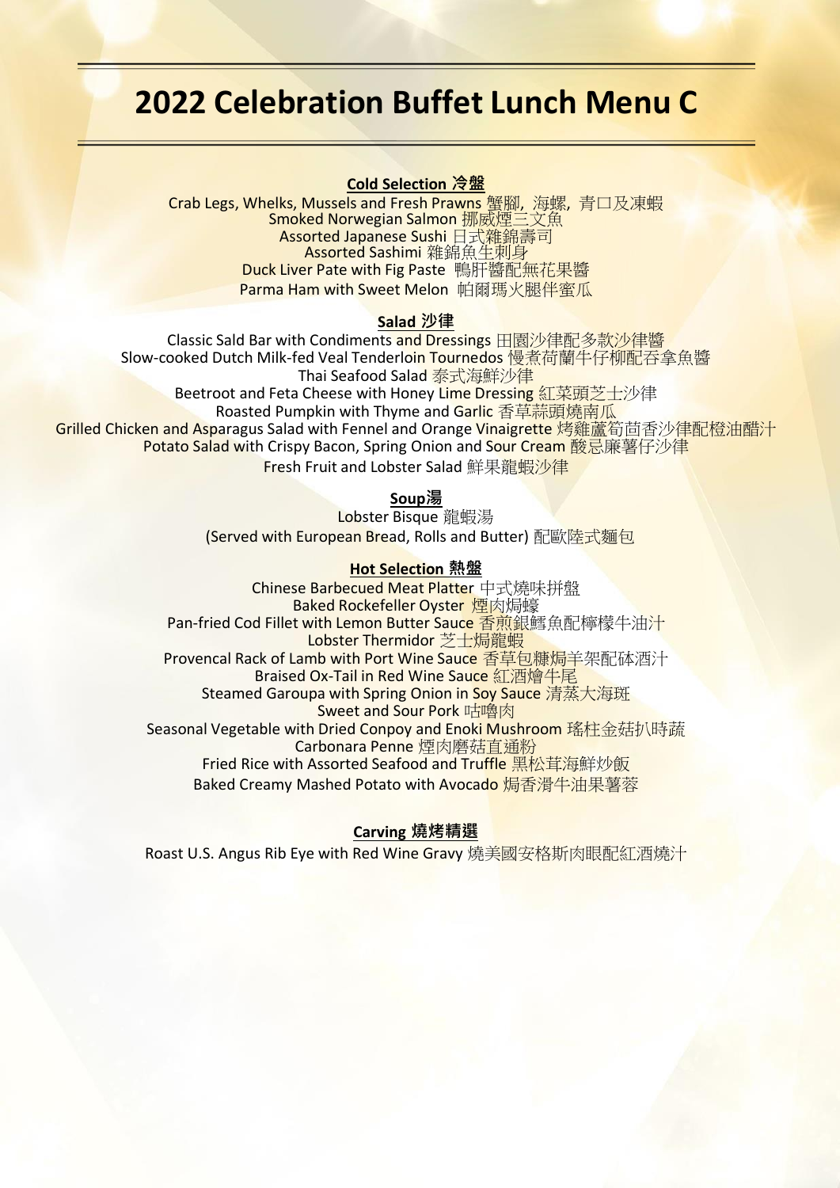# 2022 Celebration Buffet Lunch Menu C

**Cold Selection 冷盤**

Crab Legs, Whelks, Mussels and Fresh Prawns 蟹腳, 海螺, 青口及凍蝦
Smoked Norwegian Salmon 挪威煙三文魚
Assorted Japanese Sushi 日式雜錦壽司
Assorted Sashimi 雜錦魚生刺身
Duck Liver Pate with Fig Paste 鴨肝醬配無花果醬
Parma Ham with Sweet Melon 帕爾瑪火腿伴蜜瓜

**Salad 沙律**

Classic Sald Bar with Condiments and Dressings 田園沙律配多款沙律醬
Slow-cooked Dutch Milk-fed Veal Tenderloin Tournedos 慢煮荷蘭牛仔柳配吞拿魚醬
Thai Seafood Salad 泰式海鮮沙律
Beetroot and Feta Cheese with Honey Lime Dressing 紅菜頭芝士沙律
Roasted Pumpkin with Thyme and Garlic 香草蒜頭燒南瓜
Grilled Chicken and Asparagus Salad with Fennel and Orange Vinaigrette 烤雞蘆筍茴香沙律配橙油醋汁
Potato Salad with Crispy Bacon, Spring Onion and Sour Cream 酸忌廉薯仔沙律
Fresh Fruit and Lobster Salad 鮮果龍蝦沙律

**Soup湯**

Lobster Bisque 龍蝦湯
(Served with European Bread, Rolls and Butter) 配歐陸式麵包

**Hot Selection 熱盤**

Chinese Barbecued Meat Platter 中式燒味拼盤
Baked Rockefeller Oyster 煙肉焗蠔
Pan-fried Cod Fillet with Lemon Butter Sauce 香煎銀鱈魚配檸檬牛油汁
Lobster Thermidor 芝士焗龍蝦
Provencal Rack of Lamb with Port Wine Sauce 香草包糠焗羊架配砵酒汁
Braised Ox-Tail in Red Wine Sauce 紅酒燴牛尾
Steamed Garoupa with Spring Onion in Soy Sauce 清蒸大海斑
Sweet and Sour Pork 咕嚕肉
Seasonal Vegetable with Dried Conpoy and Enoki Mushroom 瑤柱金菇扒時蔬
Carbonara Penne 煙肉磨菇直通粉
Fried Rice with Assorted Seafood and Truffle 黑松茸海鮮炒飯
Baked Creamy Mashed Potato with Avocado 焗香滑牛油果薯蓉

**Carving 燒烤精選**

Roast U.S. Angus Rib Eye with Red Wine Gravy 燒美國安格斯肉眼配紅酒燒汁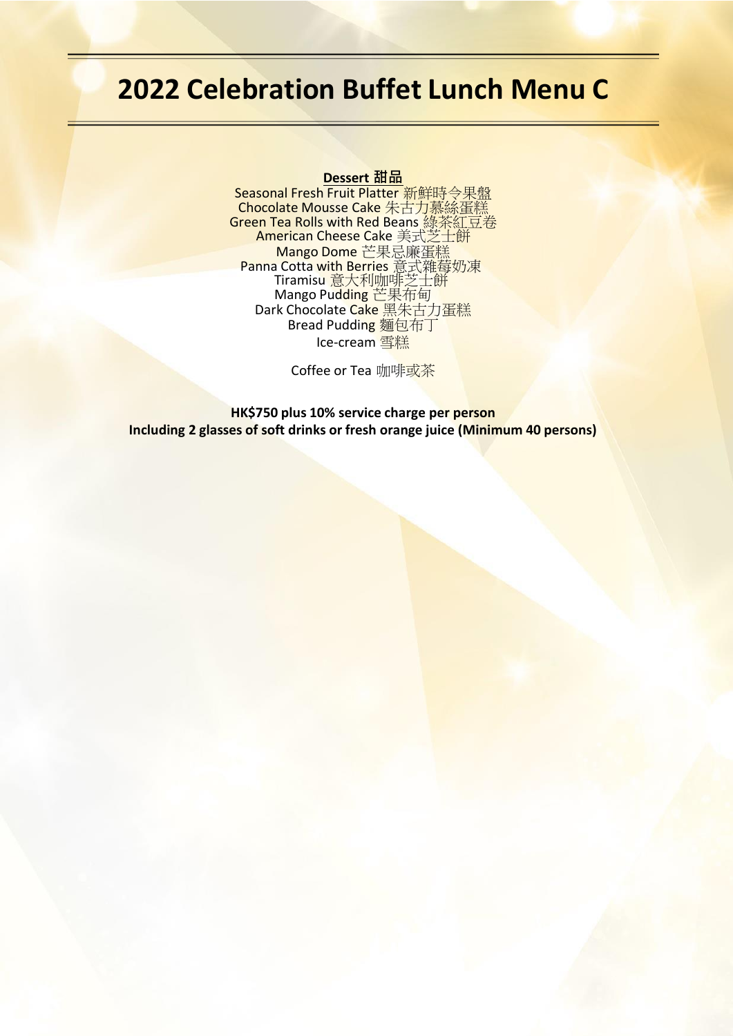# 2022 Celebration Buffet Lunch Menu C

**Dessert 甜品**

Seasonal Fresh Fruit Platter 新鮮時令果盤
Chocolate Mousse Cake 朱古力慕絲蛋糕
Green Tea Rolls with Red Beans 綠茶紅豆卷
American Cheese Cake 美式芝士餅
Mango Dome 芒果忌廉蛋糕
Panna Cotta with Berries 意式雜莓奶凍
Tiramisu 意大利咖啡芝士餅
Mango Pudding 芒果布甸
Dark Chocolate Cake 黑朱古力蛋糕
Bread Pudding 麵包布丁
Ice-cream 雪糕

Coffee or Tea 咖啡或茶

**HK$750 plus 10% service charge per person**
**Including 2 glasses of soft drinks or fresh orange juice (Minimum 40 persons)**